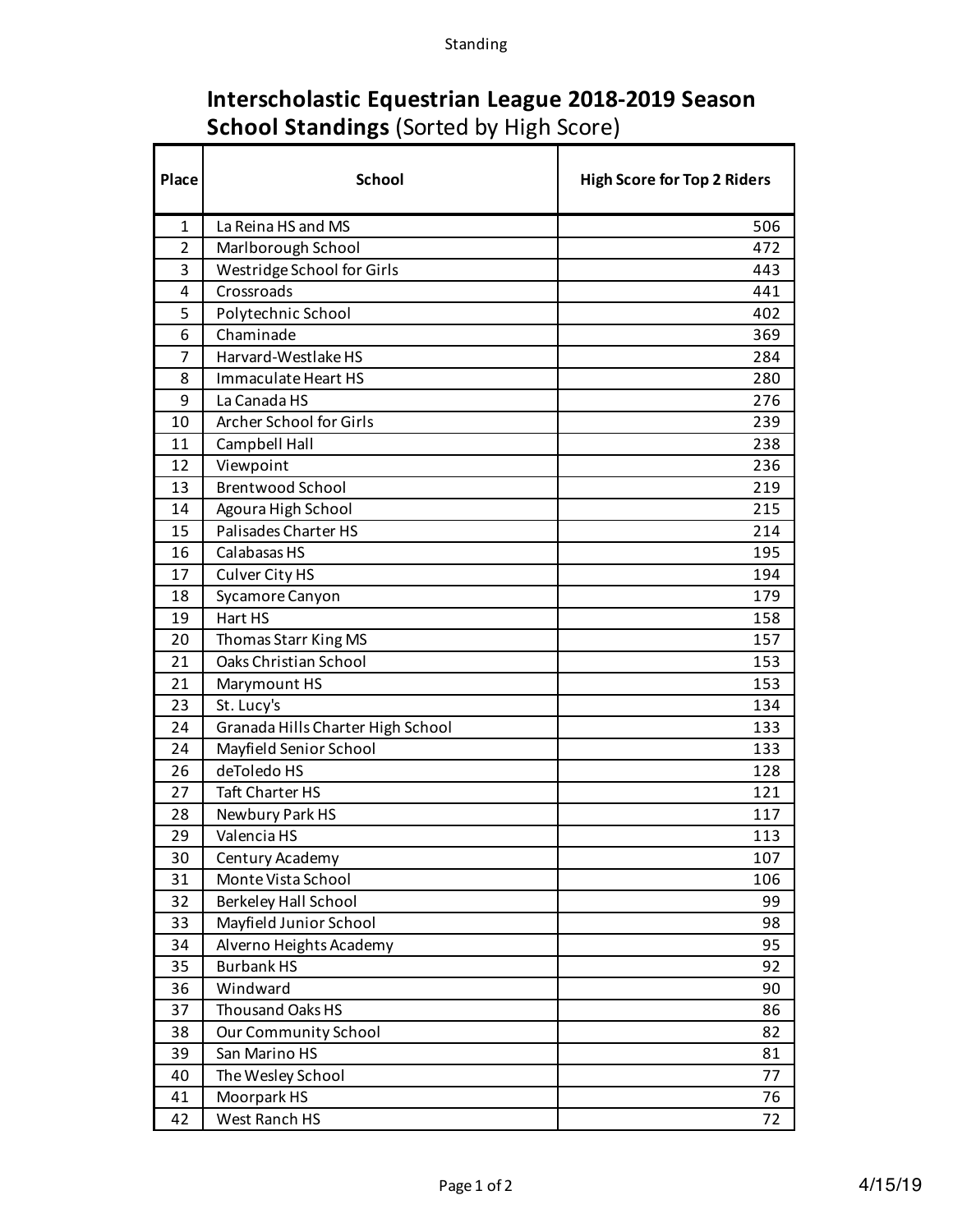# Interscholastic Equestrian League 2018-2019 Season

## School Standings (Sorted by High Score)

| Place | School | High Score for Top 2 Riders |
|---|---|---|
| 1 | La Reina HS and MS | 506 |
| 2 | Marlborough School | 472 |
| 3 | Westridge School for Girls | 443 |
| 4 | Crossroads | 441 |
| 5 | Polytechnic School | 402 |
| 6 | Chaminade | 369 |
| 7 | Harvard-Westlake HS | 284 |
| 8 | Immaculate Heart HS | 280 |
| 9 | La Canada HS | 276 |
| 10 | Archer School for Girls | 239 |
| 11 | Campbell Hall | 238 |
| 12 | Viewpoint | 236 |
| 13 | Brentwood School | 219 |
| 14 | Agoura High School | 215 |
| 15 | Palisades Charter HS | 214 |
| 16 | Calabasas HS | 195 |
| 17 | Culver City HS | 194 |
| 18 | Sycamore Canyon | 179 |
| 19 | Hart HS | 158 |
| 20 | Thomas Starr King MS | 157 |
| 21 | Oaks Christian School | 153 |
| 21 | Marymount HS | 153 |
| 23 | St. Lucy's | 134 |
| 24 | Granada Hills Charter High School | 133 |
| 24 | Mayfield Senior School | 133 |
| 26 | deToledo HS | 128 |
| 27 | Taft Charter HS | 121 |
| 28 | Newbury Park HS | 117 |
| 29 | Valencia HS | 113 |
| 30 | Century Academy | 107 |
| 31 | Monte Vista School | 106 |
| 32 | Berkeley Hall School | 99 |
| 33 | Mayfield Junior School | 98 |
| 34 | Alverno Heights Academy | 95 |
| 35 | Burbank HS | 92 |
| 36 | Windward | 90 |
| 37 | Thousand Oaks HS | 86 |
| 38 | Our Community School | 82 |
| 39 | San Marino HS | 81 |
| 40 | The Wesley School | 77 |
| 41 | Moorpark HS | 76 |
| 42 | West Ranch HS | 72 |

4/15/19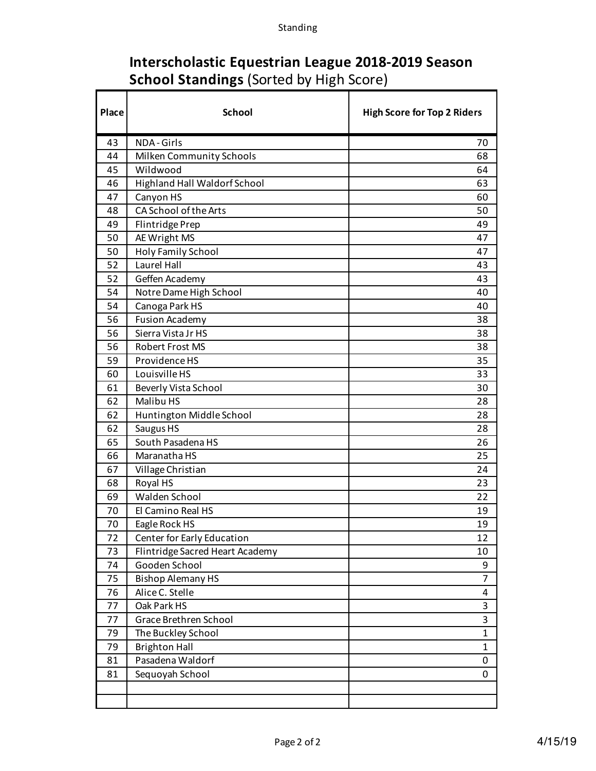# Interscholastic Equestrian League 2018-2019 Season
## **School Standings** (Sorted by High Score)

| Place | School | High Score for Top 2 Riders |
|---|---|---|
| 43 | NDA - Girls | 70 |
| 44 | Milken Community Schools | 68 |
| 45 | Wildwood | 64 |
| 46 | Highland Hall Waldorf School | 63 |
| 47 | Canyon HS | 60 |
| 48 | CA School of the Arts | 50 |
| 49 | Flintridge Prep | 49 |
| 50 | AE Wright MS | 47 |
| 50 | Holy Family School | 47 |
| 52 | Laurel Hall | 43 |
| 52 | Geffen Academy | 43 |
| 54 | Notre Dame High School | 40 |
| 54 | Canoga Park HS | 40 |
| 56 | Fusion Academy | 38 |
| 56 | Sierra Vista Jr HS | 38 |
| 56 | Robert Frost MS | 38 |
| 59 | Providence HS | 35 |
| 60 | Louisville HS | 33 |
| 61 | Beverly Vista School | 30 |
| 62 | Malibu HS | 28 |
| 62 | Huntington Middle School | 28 |
| 62 | Saugus HS | 28 |
| 65 | South Pasadena HS | 26 |
| 66 | Maranatha HS | 25 |
| 67 | Village Christian | 24 |
| 68 | Royal HS | 23 |
| 69 | Walden School | 22 |
| 70 | El Camino Real HS | 19 |
| 70 | Eagle Rock HS | 19 |
| 72 | Center for Early Education | 12 |
| 73 | Flintridge Sacred Heart Academy | 10 |
| 74 | Gooden School | 9 |
| 75 | Bishop Alemany HS | 7 |
| 76 | Alice C. Stelle | 4 |
| 77 | Oak Park HS | 3 |
| 77 | Grace Brethren School | 3 |
| 79 | The Buckley School | 1 |
| 79 | Brighton Hall | 1 |
| 81 | Pasadena Waldorf | 0 |
| 81 | Sequoyah School | 0 |
| | | |
| | | |

4/15/19